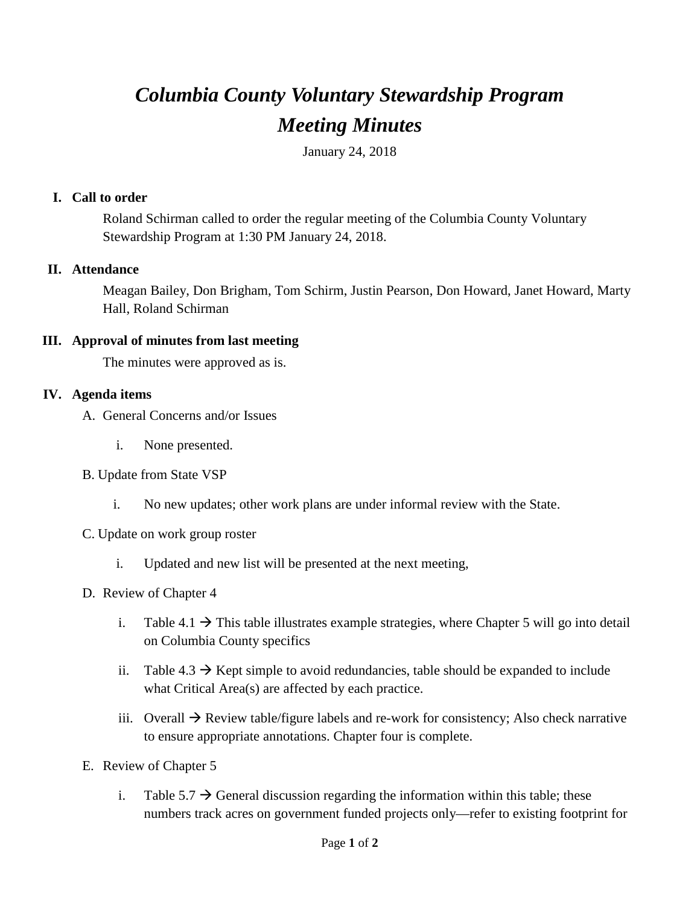# *Columbia County Voluntary Stewardship Program*
# *Meeting Minutes*

January 24, 2018

## I. Call to order

Roland Schirman called to order the regular meeting of the Columbia County Voluntary Stewardship Program at 1:30 PM January 24, 2018.

## II. Attendance

Meagan Bailey, Don Brigham, Tom Schirm, Justin Pearson, Don Howard, Janet Howard, Marty Hall, Roland Schirman

## III. Approval of minutes from last meeting

The minutes were approved as is.

## IV. Agenda items

A. General Concerns and/or Issues

   i. None presented.

B. Update from State VSP

   i. No new updates; other work plans are under informal review with the State.

C. Update on work group roster

   i. Updated and new list will be presented at the next meeting,

D. Review of Chapter 4

   i. Table 4.1 → This table illustrates example strategies, where Chapter 5 will go into detail on Columbia County specifics

   ii. Table 4.3 → Kept simple to avoid redundancies, table should be expanded to include what Critical Area(s) are affected by each practice.

   iii. Overall → Review table/figure labels and re-work for consistency; Also check narrative to ensure appropriate annotations. Chapter four is complete.

E. Review of Chapter 5

   i. Table 5.7 → General discussion regarding the information within this table; these numbers track acres on government funded projects only—refer to existing footprint for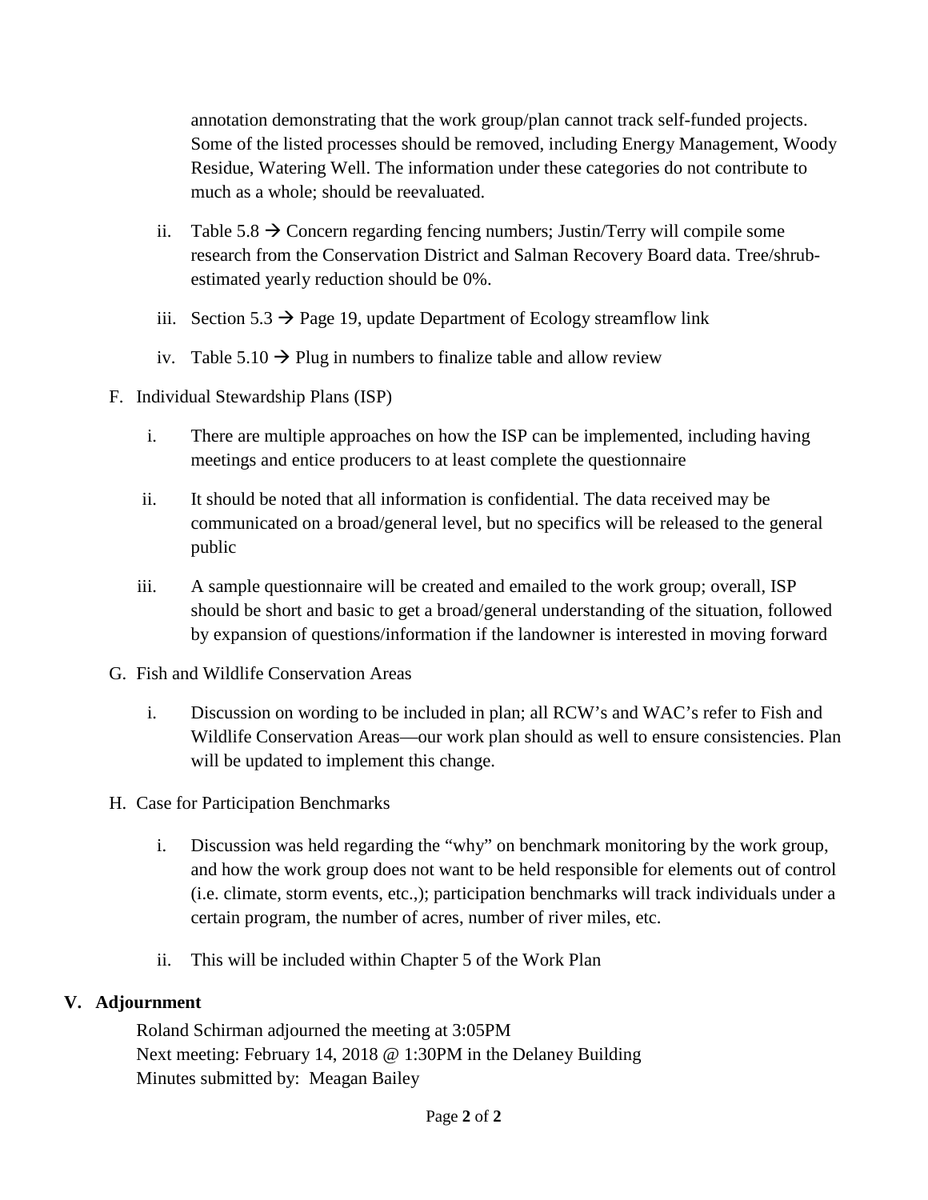annotation demonstrating that the work group/plan cannot track self-funded projects. Some of the listed processes should be removed, including Energy Management, Woody Residue, Watering Well. The information under these categories do not contribute to much as a whole; should be reevaluated.

ii. Table 5.8 → Concern regarding fencing numbers; Justin/Terry will compile some research from the Conservation District and Salman Recovery Board data. Tree/shrub-estimated yearly reduction should be 0%.

iii. Section 5.3 → Page 19, update Department of Ecology streamflow link

iv. Table 5.10 → Plug in numbers to finalize table and allow review

F. Individual Stewardship Plans (ISP)

i. There are multiple approaches on how the ISP can be implemented, including having meetings and entice producers to at least complete the questionnaire

ii. It should be noted that all information is confidential. The data received may be communicated on a broad/general level, but no specifics will be released to the general public

iii. A sample questionnaire will be created and emailed to the work group; overall, ISP should be short and basic to get a broad/general understanding of the situation, followed by expansion of questions/information if the landowner is interested in moving forward

G. Fish and Wildlife Conservation Areas

i. Discussion on wording to be included in plan; all RCW's and WAC's refer to Fish and Wildlife Conservation Areas—our work plan should as well to ensure consistencies. Plan will be updated to implement this change.

H. Case for Participation Benchmarks

i. Discussion was held regarding the "why" on benchmark monitoring by the work group, and how the work group does not want to be held responsible for elements out of control (i.e. climate, storm events, etc.,); participation benchmarks will track individuals under a certain program, the number of acres, number of river miles, etc.

ii. This will be included within Chapter 5 of the Work Plan

## V. Adjournment

Roland Schirman adjourned the meeting at 3:05PM
Next meeting: February 14, 2018 @ 1:30PM in the Delaney Building
Minutes submitted by: Meagan Bailey